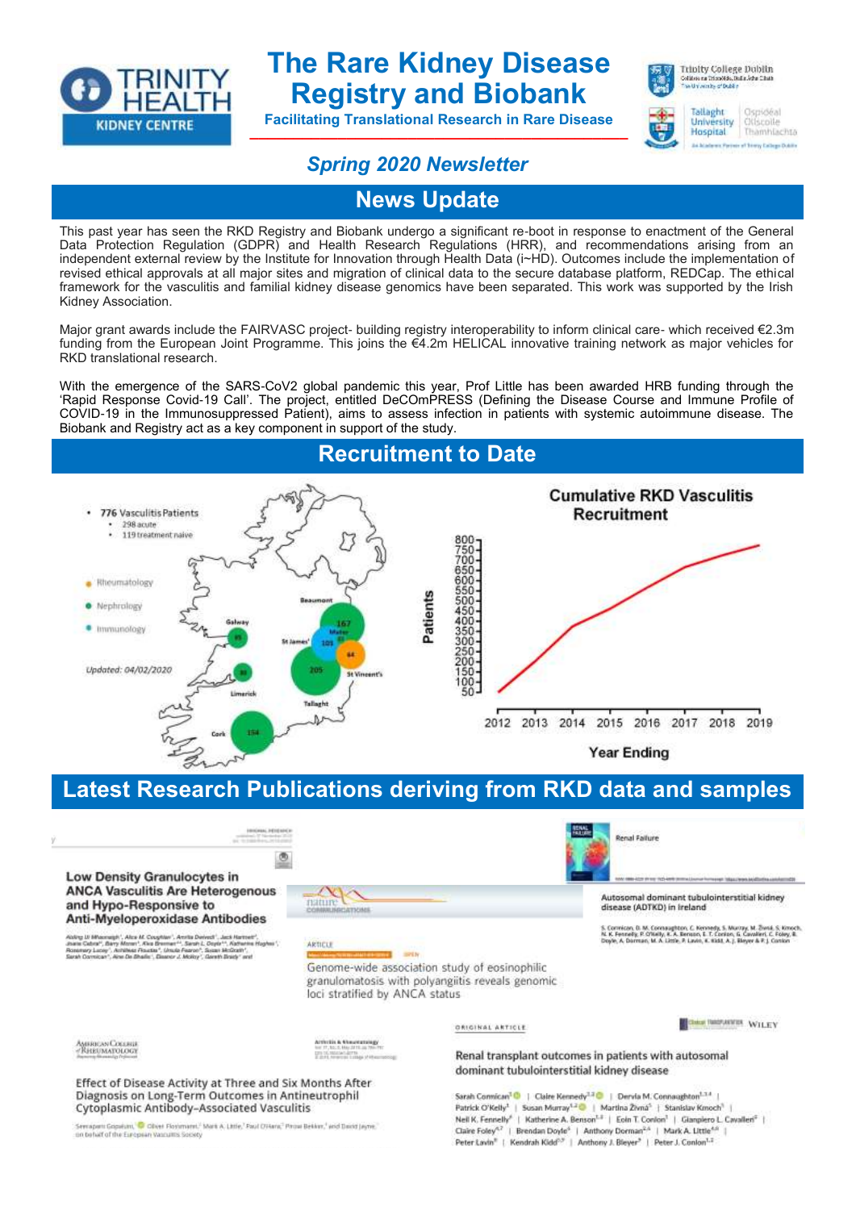# The Rare Kidney Disease Registry and Biobank

**Facilitating Translational Research in Rare Disease**

*Spring 2020 Newsletter*

## News Update

This past year has seen the RKD Registry and Biobank undergo a significant re-boot in response to enactment of the General Data Protection Regulation (GDPR) and Health Research Regulations (HRR), and recommendations arising from an independent external review by the Institute for Innovation through Health Data (i~HD). Outcomes include the implementation of revised ethical approvals at all major sites and migration of clinical data to the secure database platform, REDCap. The ethical framework for the vasculitis and familial kidney disease genomics have been separated. This work was supported by the Irish Kidney Association.

Major grant awards include the FAIRVASC project- building registry interoperability to inform clinical care- which received €2.3m funding from the European Joint Programme. This joins the €4.2m HELICAL innovative training network as major vehicles for RKD translational research.

With the emergence of the SARS-CoV2 global pandemic this year, Prof Little has been awarded HRB funding through the 'Rapid Response Covid-19 Call'. The project, entitled DeCOmPRESS (Defining the Disease Course and Immune Profile of COVID-19 in the Immunosuppressed Patient), aims to assess infection in patients with systemic autoimmune disease. The Biobank and Registry act as a key component in support of the study.

## Recruitment to Date

- 776 Vasculitis Patients
  - 298 acute
  - 119 treatment naive

Rheumatology, Nephrology, Immunology

Beaumont 167, Mater 55, St James' 103, St Vincent's 64, Tallaght 205, Galway 85, Limerick 30, Cork 154

*Updated: 04/02/2020*

**Cumulative RKD Vasculitis Recruitment**

Patients vs Year Ending (2012–2019)

## Latest Research Publications deriving from RKD data and samples

**Low Density Granulocytes in ANCA Vasculitis Are Heterogenous and Hypo-Responsive to Anti-Myeloperoxidase Antibodies**

Genome-wide association study of eosinophilic granulomatosis with polyangiitis reveals genomic loci stratified by ANCA status (Nature Communications)

Autosomal dominant tubulointerstitial kidney disease (ADTKD) in Ireland (Renal Failure)

Effect of Disease Activity at Three and Six Months After Diagnosis on Long-Term Outcomes in Antineutrophil Cytoplasmic Antibody–Associated Vasculitis (Arthritis & Rheumatology)

Renal transplant outcomes in patients with autosomal dominant tubulointerstitial kidney disease

Sarah Connican | Claire Kennedy | Dervla M. Connaughton | Patrick O'Kelly | Susan Murray | Martina Živná | Stanislav Kmoch | Neil K. Fennelly | Katherine A. Benson | Eoin T. Conlon | Gianpiero L. Cavalleri | Claire Foley | Brendan Doyle | Anthony Dorman | Mark A. Little | Peter Lavin | Kendrah Kidd | Anthony J. Bleyer | Peter J. Conlon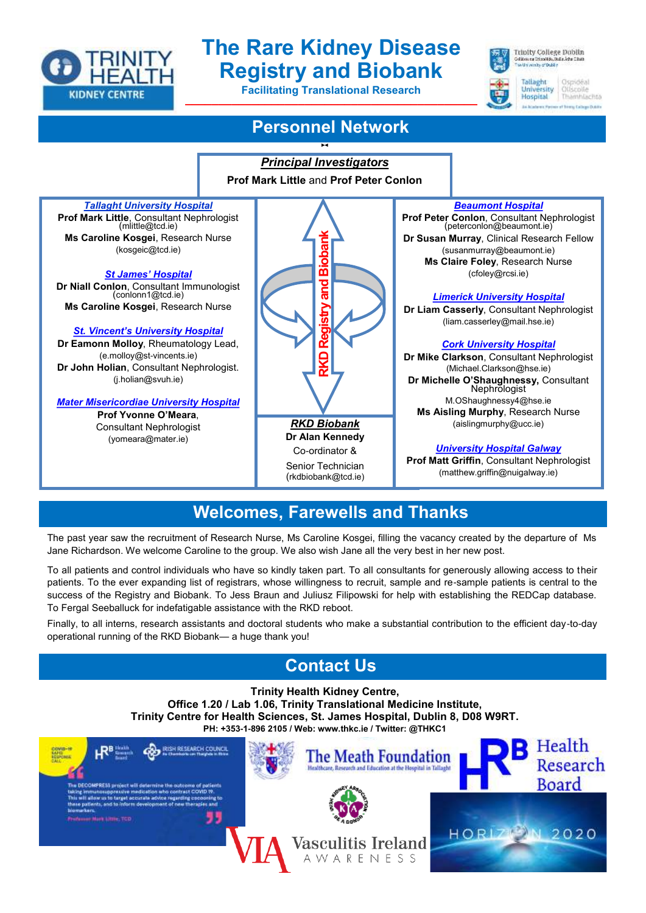# The Rare Kidney Disease Registry and Biobank

**Facilitating Translational Research**

## Personnel Network

***Principal Investigators***

**Prof Mark Little** and **Prof Peter Conlon**

***Tallaght University Hospital***

**Prof Mark Little**, Consultant Nephrologist (mlittle@tcd.ie)

**Ms Caroline Kosgei**, Research Nurse (kosgeic@tcd.ie)

***St James' Hospital***

**Dr Niall Conlon**, Consultant Immunologist (conlonn1@tcd.ie)

**Ms Caroline Kosgei**, Research Nurse

***St. Vincent's University Hospital***

**Dr Eamonn Molloy**, Rheumatology Lead, (e.molloy@st-vincents.ie)

**Dr John Holian**, Consultant Nephrologist. (j.holian@svuh.ie)

***Mater Misericordiae University Hospital***

**Prof Yvonne O'Meara**, Consultant Nephrologist (yomeara@mater.ie)

RKD Registry and Biobank

***RKD Biobank***

**Dr Alan Kennedy**

Co-ordinator & Senior Technician

(rkdbiobank@tcd.ie)

***Beaumont Hospital***

**Prof Peter Conlon**, Consultant Nephrologist (peterconlon@beaumont.ie)

**Dr Susan Murray**, Clinical Research Fellow (susanmurray@beaumont.ie)

**Ms Claire Foley**, Research Nurse (cfoley@rcsi.ie)

***Limerick University Hospital***

**Dr Liam Casserly**, Consultant Nephrologist (liam.casserley@mail.hse.ie)

***Cork University Hospital***

**Dr Mike Clarkson**, Consultant Nephrologist (Michael.Clarkson@hse.ie)

**Dr Michelle O'Shaughnessy,** Consultant Nephrologist M.OShaughnessy4@hse.ie

**Ms Aisling Murphy**, Research Nurse (aislingmurphy@ucc.ie)

***University Hospital Galway***

**Prof Matt Griffin**, Consultant Nephrologist (matthew.griffin@nuigalway.ie)

## Welcomes, Farewells and Thanks

The past year saw the recruitment of Research Nurse, Ms Caroline Kosgei, filling the vacancy created by the departure of Ms Jane Richardson. We welcome Caroline to the group. We also wish Jane all the very best in her new post.

To all patients and control individuals who have so kindly taken part. To all consultants for generously allowing access to their patients. To the ever expanding list of registrars, whose willingness to recruit, sample and re-sample patients is central to the success of the Registry and Biobank. To Jess Braun and Juliusz Filipowski for help with establishing the REDCap database. To Fergal Seeballuck for indefatigable assistance with the RKD reboot.

Finally, to all interns, research assistants and doctoral students who make a substantial contribution to the efficient day-to-day operational running of the RKD Biobank— a huge thank you!

## Contact Us

**Trinity Health Kidney Centre,**
**Office 1.20 / Lab 1.06, Trinity Translational Medicine Institute,**
**Trinity Centre for Health Sciences, St. James Hospital, Dublin 8, D08 W9RT.**
**PH: +353-1-896 2105 / Web: www.thkc.ie / Twitter: @THKC1**